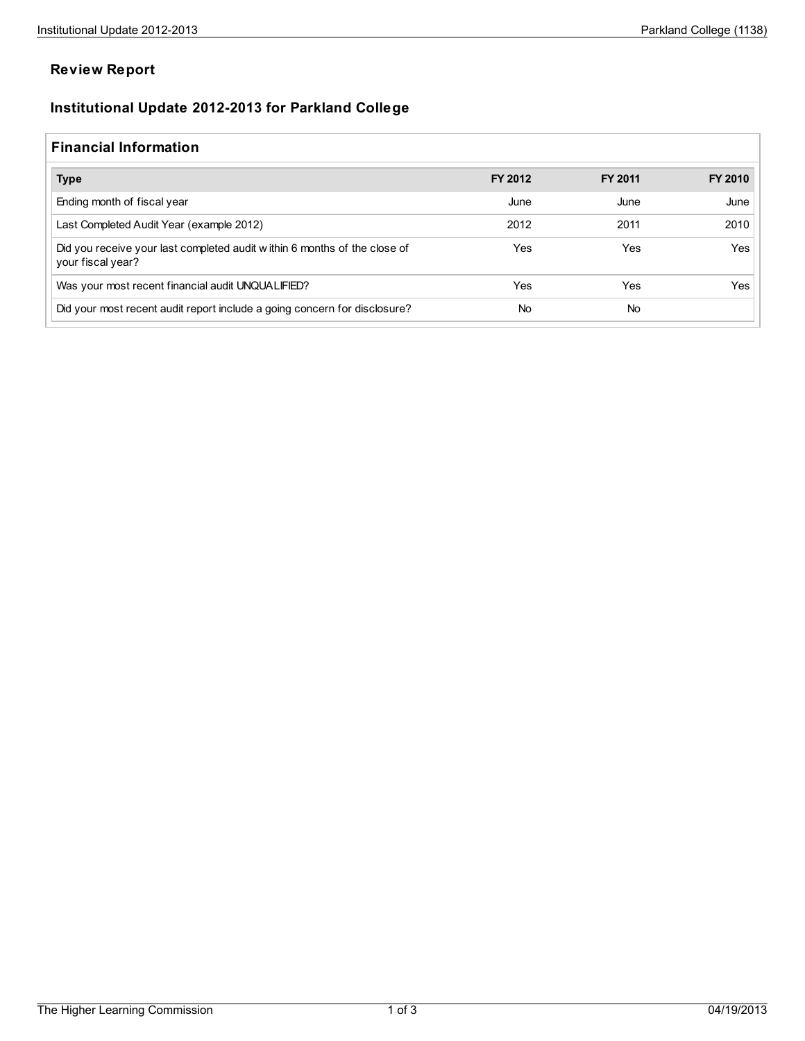## Review Report

## Institutional Update 2012-2013 for Parkland College

### Financial Information

| Type | FY 2012 | FY 2011 | FY 2010 |
|---|---|---|---|
| Ending month of fiscal year | June | June | June |
| Last Completed Audit Year (example 2012) | 2012 | 2011 | 2010 |
| Did you receive your last completed audit within 6 months of the close of your fiscal year? | Yes | Yes | Yes |
| Was your most recent financial audit UNQUALIFIED? | Yes | Yes | Yes |
| Did your most recent audit report include a going concern for disclosure? | No | No | |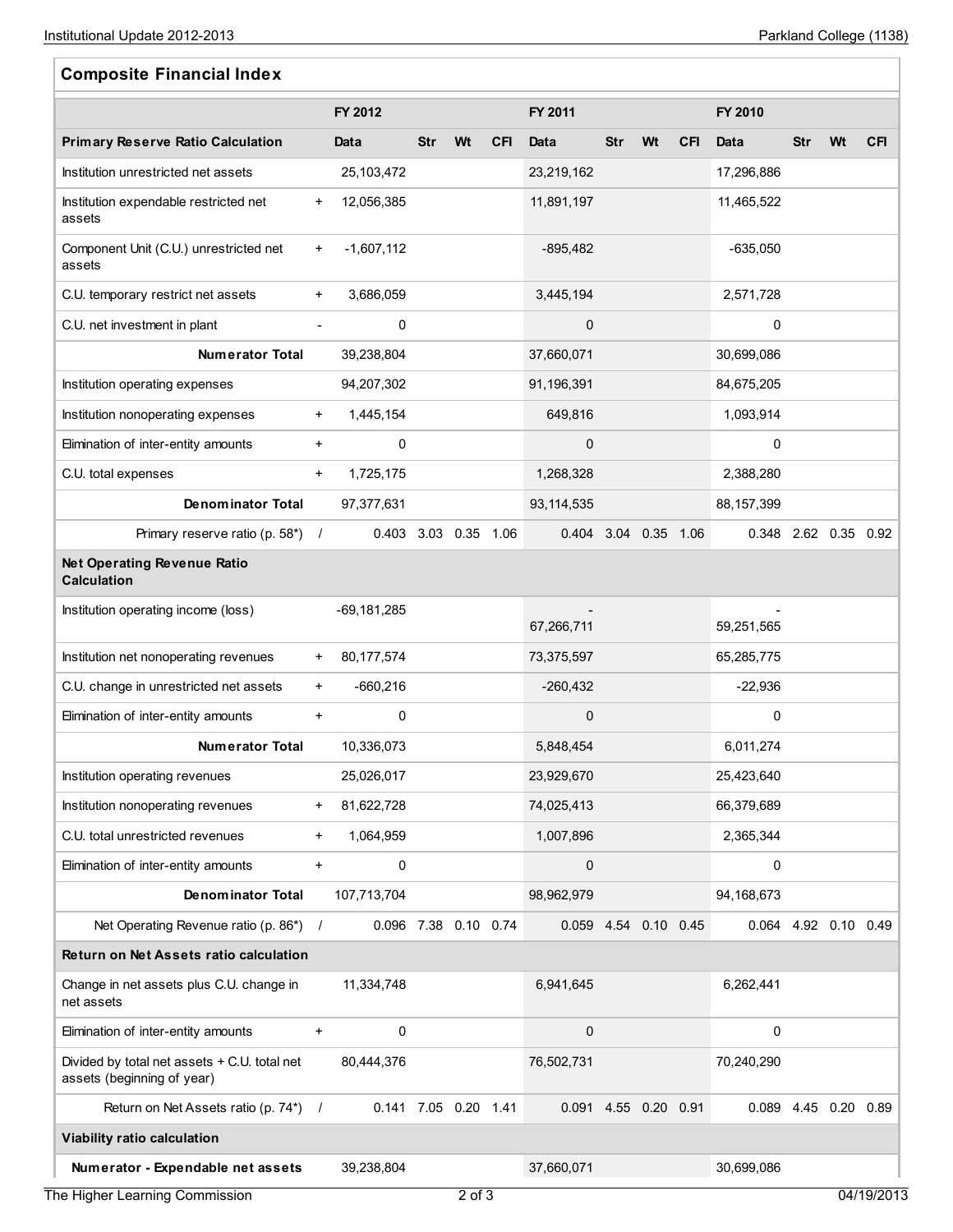## Composite Financial Index

| | | FY 2012 | | | | FY 2011 | | | | FY 2010 | | | |
|---|---|---|---|---|---|---|---|---|---|---|---|---|---|
| **Primary Reserve Ratio Calculation** | | **Data** | **Str** | **Wt** | **CFI** | **Data** | **Str** | **Wt** | **CFI** | **Data** | **Str** | **Wt** | **CFI** |
| Institution unrestricted net assets | | 25,103,472 | | | | 23,219,162 | | | | 17,296,886 | | | |
| Institution expendable restricted net assets | + | 12,056,385 | | | | 11,891,197 | | | | 11,465,522 | | | |
| Component Unit (C.U.) unrestricted net assets | + | -1,607,112 | | | | -895,482 | | | | -635,050 | | | |
| C.U. temporary restrict net assets | + | 3,686,059 | | | | 3,445,194 | | | | 2,571,728 | | | |
| C.U. net investment in plant | - | 0 | | | | 0 | | | | 0 | | | |
| **Numerator Total** | | 39,238,804 | | | | 37,660,071 | | | | 30,699,086 | | | |
| Institution operating expenses | | 94,207,302 | | | | 91,196,391 | | | | 84,675,205 | | | |
| Institution nonoperating expenses | + | 1,445,154 | | | | 649,816 | | | | 1,093,914 | | | |
| Elimination of inter-entity amounts | + | 0 | | | | 0 | | | | 0 | | | |
| C.U. total expenses | + | 1,725,175 | | | | 1,268,328 | | | | 2,388,280 | | | |
| **Denominator Total** | | 97,377,631 | | | | 93,114,535 | | | | 88,157,399 | | | |
| Primary reserve ratio (p. 58*) | / | 0.403 | 3.03 | 0.35 | 1.06 | 0.404 | 3.04 | 0.35 | 1.06 | 0.348 | 2.62 | 0.35 | 0.92 |
| **Net Operating Revenue Ratio Calculation** | | | | | | | | | | | | | |
| Institution operating income (loss) | | -69,181,285 | | | | -67,266,711 | | | | -59,251,565 | | | |
| Institution net nonoperating revenues | + | 80,177,574 | | | | 73,375,597 | | | | 65,285,775 | | | |
| C.U. change in unrestricted net assets | + | -660,216 | | | | -260,432 | | | | -22,936 | | | |
| Elimination of inter-entity amounts | + | 0 | | | | 0 | | | | 0 | | | |
| **Numerator Total** | | 10,336,073 | | | | 5,848,454 | | | | 6,011,274 | | | |
| Institution operating revenues | | 25,026,017 | | | | 23,929,670 | | | | 25,423,640 | | | |
| Institution nonoperating revenues | + | 81,622,728 | | | | 74,025,413 | | | | 66,379,689 | | | |
| C.U. total unrestricted revenues | + | 1,064,959 | | | | 1,007,896 | | | | 2,365,344 | | | |
| Elimination of inter-entity amounts | + | 0 | | | | 0 | | | | 0 | | | |
| **Denominator Total** | | 107,713,704 | | | | 98,962,979 | | | | 94,168,673 | | | |
| Net Operating Revenue ratio (p. 86*) | / | 0.096 | 7.38 | 0.10 | 0.74 | 0.059 | 4.54 | 0.10 | 0.45 | 0.064 | 4.92 | 0.10 | 0.49 |
| **Return on Net Assets ratio calculation** | | | | | | | | | | | | | |
| Change in net assets plus C.U. change in net assets | | 11,334,748 | | | | 6,941,645 | | | | 6,262,441 | | | |
| Elimination of inter-entity amounts | + | 0 | | | | 0 | | | | 0 | | | |
| Divided by total net assets + C.U. total net assets (beginning of year) | | 80,444,376 | | | | 76,502,731 | | | | 70,240,290 | | | |
| Return on Net Assets ratio (p. 74*) | / | 0.141 | 7.05 | 0.20 | 1.41 | 0.091 | 4.55 | 0.20 | 0.91 | 0.089 | 4.45 | 0.20 | 0.89 |
| **Viability ratio calculation** | | | | | | | | | | | | | |
| **Numerator - Expendable net assets** | | 39,238,804 | | | | 37,660,071 | | | | 30,699,086 | | | |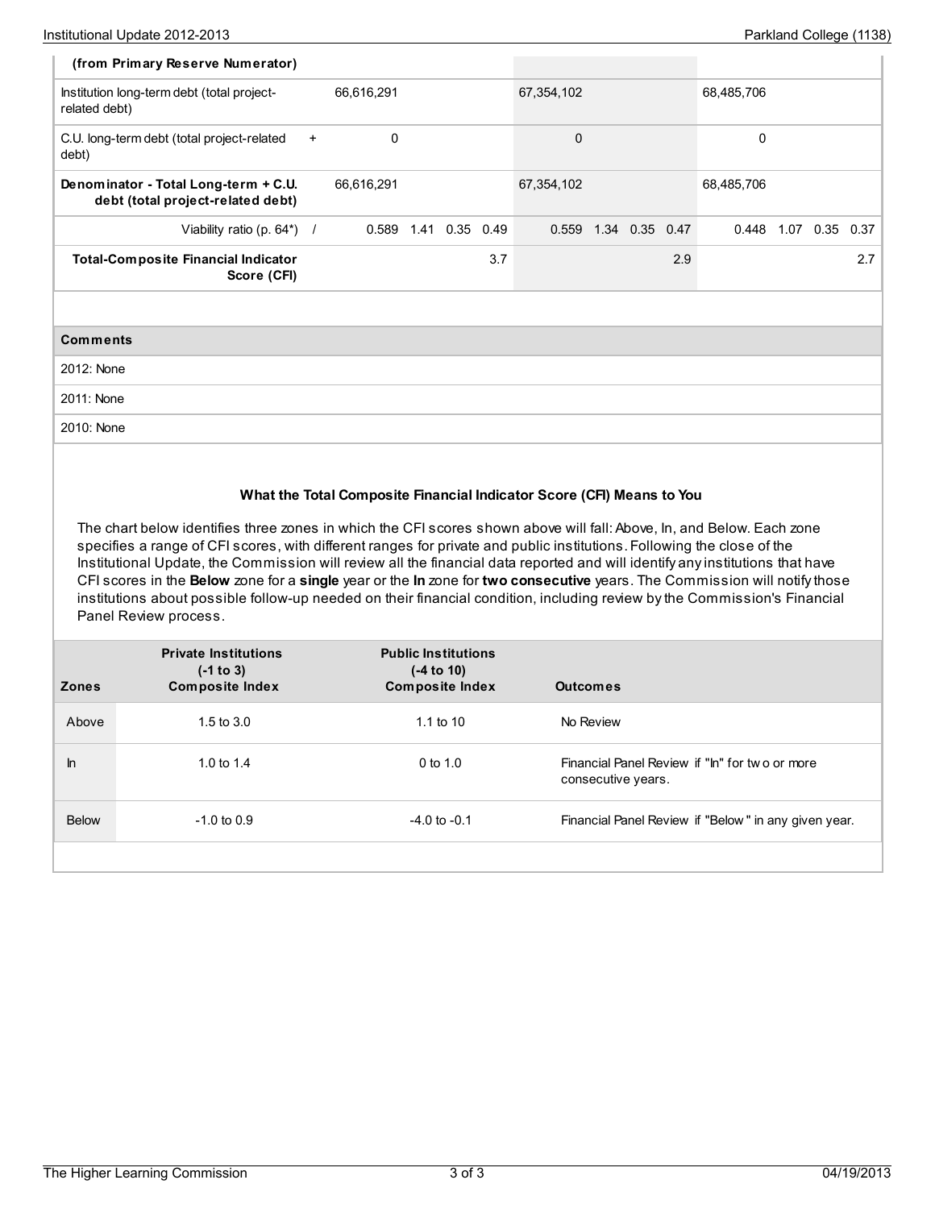| | | | | |
|---|---|---|---|---|
| **(from Primary Reserve Numerator)** | | | | |
| Institution long-term debt (total project-related debt) | | 66,616,291 | 67,354,102 | 68,485,706 |
| C.U. long-term debt (total project-related debt) | + | 0 | 0 | 0 |
| **Denominator - Total Long-term + C.U. debt (total project-related debt)** | | 66,616,291 | 67,354,102 | 68,485,706 |
| Viability ratio (p. 64*) | / | 0.589 1.41 0.35 0.49 | 0.559 1.34 0.35 0.47 | 0.448 1.07 0.35 0.37 |
| **Total-Composite Financial Indicator Score (CFI)** | | 3.7 | 2.9 | 2.7 |

| **Comments** |
|---|
| 2012: None |
| 2011: None |
| 2010: None |

**What the Total Composite Financial Indicator Score (CFI) Means to You**

The chart below identifies three zones in which the CFI scores shown above will fall: Above, In, and Below. Each zone specifies a range of CFI scores, with different ranges for private and public institutions. Following the close of the Institutional Update, the Commission will review all the financial data reported and will identify any institutions that have CFI scores in the **Below** zone for a **single** year or the **In** zone for **two consecutive** years. The Commission will notify those institutions about possible follow-up needed on their financial condition, including review by the Commission's Financial Panel Review process.

| Zones | Private Institutions (-1 to 3) Composite Index | Public Institutions (-4 to 10) Composite Index | Outcomes |
|---|---|---|---|
| Above | 1.5 to 3.0 | 1.1 to 10 | No Review |
| In | 1.0 to 1.4 | 0 to 1.0 | Financial Panel Review if "In" for two or more consecutive years. |
| Below | -1.0 to 0.9 | -4.0 to -0.1 | Financial Panel Review if "Below" in any given year. |